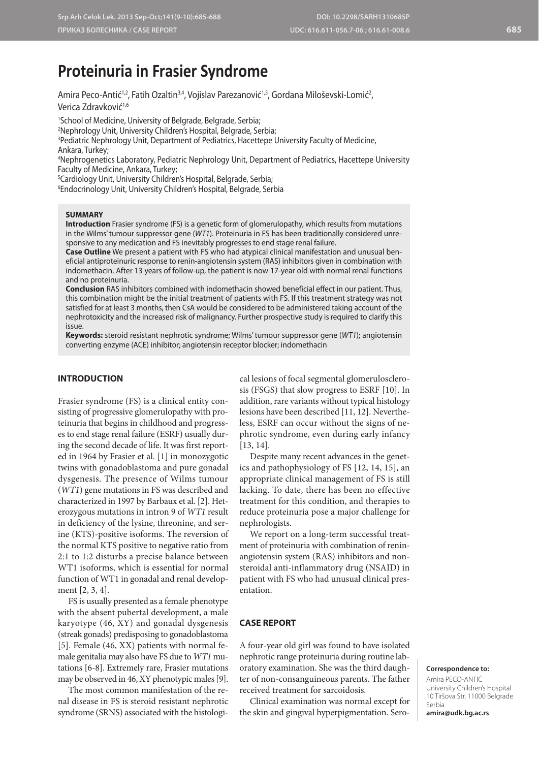# Proteinuria in Frasier Syndrome

Amira Peco-Antić[1,2], Fatih Ozaltin[3,4], Vojislav Parezanović[1,5], Gordana Miloševski-Lomić[2], Verica Zdravković[1,6]

[1]School of Medicine, University of Belgrade, Belgrade, Serbia;
[2]Nephrology Unit, University Children's Hospital, Belgrade, Serbia;
[3]Pediatric Nephrology Unit, Department of Pediatrics, Hacettepe University Faculty of Medicine, Ankara, Turkey;
[4]Nephrogenetics Laboratory, Pediatric Nephrology Unit, Department of Pediatrics, Hacettepe University Faculty of Medicine, Ankara, Turkey;
[5]Cardiology Unit, University Children's Hospital, Belgrade, Serbia;
[6]Endocrinology Unit, University Children's Hospital, Belgrade, Serbia

## SUMMARY

**Introduction** Frasier syndrome (FS) is a genetic form of glomerulopathy, which results from mutations in the Wilms' tumour suppressor gene (*WT1*). Proteinuria in FS has been traditionally considered unresponsive to any medication and FS inevitably progresses to end stage renal failure.

**Case Outline** We present a patient with FS who had atypical clinical manifestation and unusual beneficial antiproteinuric response to renin-angiotensin system (RAS) inhibitors given in combination with indomethacin. After 13 years of follow-up, the patient is now 17-year old with normal renal functions and no proteinuria.

**Conclusion** RAS inhibitors combined with indomethacin showed beneficial effect in our patient. Thus, this combination might be the initial treatment of patients with FS. If this treatment strategy was not satisfied for at least 3 months, then CsA would be considered to be administered taking account of the nephrotoxicity and the increased risk of malignancy. Further prospective study is required to clarify this issue.

**Keywords:** steroid resistant nephrotic syndrome; Wilms' tumour suppressor gene (*WT1*); angiotensin converting enzyme (ACE) inhibitor; angiotensin receptor blocker; indomethacin

## INTRODUCTION

Frasier syndrome (FS) is a clinical entity consisting of progressive glomerulopathy with proteinuria that begins in childhood and progresses to end stage renal failure (ESRF) usually during the second decade of life. It was first reported in 1964 by Frasier et al. [1] in monozygotic twins with gonadoblastoma and pure gonadal dysgenesis. The presence of Wilms tumour (*WT1*) gene mutations in FS was described and characterized in 1997 by Barbaux et al. [2]. Heterozygous mutations in intron 9 of *WT1* result in deficiency of the lysine, threonine, and serine (KTS)-positive isoforms. The reversion of the normal KTS positive to negative ratio from 2:1 to 1:2 disturbs a precise balance between WT1 isoforms, which is essential for normal function of WT1 in gonadal and renal development [2, 3, 4].

FS is usually presented as a female phenotype with the absent pubertal development, a male karyotype (46, XY) and gonadal dysgenesis (streak gonads) predisposing to gonadoblastoma [5]. Female (46, XX) patients with normal female genitalia may also have FS due to *WT1* mutations [6-8]. Extremely rare, Frasier mutations may be observed in 46, XY phenotypic males [9].

The most common manifestation of the renal disease in FS is steroid resistant nephrotic syndrome (SRNS) associated with the histological lesions of focal segmental glomerulosclerosis (FSGS) that slow progress to ESRF [10]. In addition, rare variants without typical histology lesions have been described [11, 12]. Nevertheless, ESRF can occur without the signs of nephrotic syndrome, even during early infancy [13, 14].

Despite many recent advances in the genetics and pathophysiology of FS [12, 14, 15], an appropriate clinical management of FS is still lacking. To date, there has been no effective treatment for this condition, and therapies to reduce proteinuria pose a major challenge for nephrologists.

We report on a long-term successful treatment of proteinuria with combination of renin-angiotensin system (RAS) inhibitors and nonsteroidal anti-inflammatory drug (NSAID) in patient with FS who had unusual clinical presentation.

## CASE REPORT

A four-year old girl was found to have isolated nephrotic range proteinuria during routine laboratory examination. She was the third daughter of non-consanguineous parents. The father received treatment for sarcoidosis.

Clinical examination was normal except for the skin and gingival hyperpigmentation. Sero-

**Correspondence to:**
Amira PECO-ANTIĆ
University Children's Hospital
10 Tiršova Str, 11000 Belgrade
Serbia
**amira@udk.bg.ac.rs**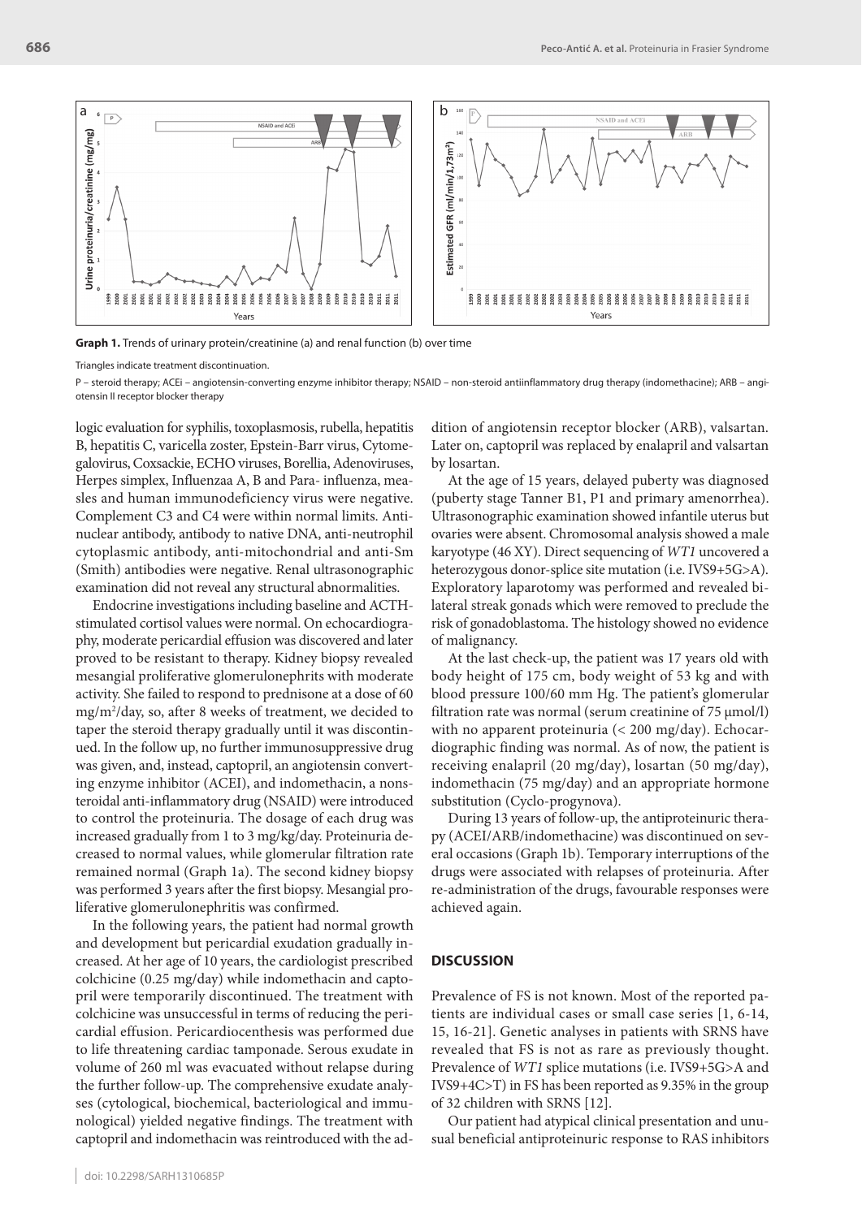**Graph 1.** Trends of urinary protein/creatinine (a) and renal function (b) over time

Triangles indicate treatment discontinuation.

P – steroid therapy; ACEi – angiotensin-converting enzyme inhibitor therapy; NSAID – non-steroid antiinflammatory drug therapy (indomethacine); ARB – angiotensin II receptor blocker therapy

logic evaluation for syphilis, toxoplasmosis, rubella, hepatitis B, hepatitis C, varicella zoster, Epstein-Barr virus, Cytomegalovirus, Coxsackie, ECHO viruses, Borellia, Adenoviruses, Herpes simplex, Influenzaa A, B and Para- influenza, measles and human immunodeficiency virus were negative. Complement C3 and C4 were within normal limits. Antinuclear antibody, antibody to native DNA, anti-neutrophil cytoplasmic antibody, anti-mitochondrial and anti-Sm (Smith) antibodies were negative. Renal ultrasonographic examination did not reveal any structural abnormalities.

Endocrine investigations including baseline and ACTH-stimulated cortisol values were normal. On echocardiography, moderate pericardial effusion was discovered and later proved to be resistant to therapy. Kidney biopsy revealed mesangial proliferative glomerulonephrits with moderate activity. She failed to respond to prednisone at a dose of 60 $mg/m^2/day$, so, after 8 weeks of treatment, we decided to taper the steroid therapy gradually until it was discontinued. In the follow up, no further immunosuppressive drug was given, and, instead, captopril, an angiotensin converting enzyme inhibitor (ACEI), and indomethacin, a nonsteroidal anti-inflammatory drug (NSAID) were introduced to control the proteinuria. The dosage of each drug was increased gradually from 1 to 3 mg/kg/day. Proteinuria decreased to normal values, while glomerular filtration rate remained normal (Graph 1a). The second kidney biopsy was performed 3 years after the first biopsy. Mesangial proliferative glomerulonephritis was confirmed.

In the following years, the patient had normal growth and development but pericardial exudation gradually increased. At her age of 10 years, the cardiologist prescribed colchicine (0.25 mg/day) while indomethacin and captopril were temporarily discontinued. The treatment with colchicine was unsuccessful in terms of reducing the pericardial effusion. Pericardiocentesis was performed due to life threatening cardiac tamponade. Serous exudate in volume of 260 ml was evacuated without relapse during the further follow-up. The comprehensive exudate analyses (cytological, biochemical, bacteriological and immunological) yielded negative findings. The treatment with captopril and indomethacin was reintroduced with the addition of angiotensin receptor blocker (ARB), valsartan. Later on, captopril was replaced by enalapril and valsartan by losartan.

At the age of 15 years, delayed puberty was diagnosed (puberty stage Tanner B1, P1 and primary amenorrhea). Ultrasonographic examination showed infantile uterus but ovaries were absent. Chromosomal analysis showed a male karyotype (46 XY). Direct sequencing of *WT1* uncovered a heterozygous donor-splice site mutation (i.e. IVS9+5G>A). Exploratory laparotomy was performed and revealed bilateral streak gonads which were removed to preclude the risk of gonadoblastoma. The histology showed no evidence of malignancy.

At the last check-up, the patient was 17 years old with body height of 175 cm, body weight of 53 kg and with blood pressure 100/60 mm Hg. The patient's glomerular filtration rate was normal (serum creatinine of 75 μmol/l) with no apparent proteinuria (< 200 mg/day). Echocardiographic finding was normal. As of now, the patient is receiving enalapril (20 mg/day), losartan (50 mg/day), indomethacin (75 mg/day) and an appropriate hormone substitution (Cyclo-progynova).

During 13 years of follow-up, the antiproteinuric therapy (ACEI/ARB/indomethacine) was discontinued on several occasions (Graph 1b). Temporary interruptions of the drugs were associated with relapses of proteinuria. After re-administration of the drugs, favourable responses were achieved again.

## DISCUSSION

Prevalence of FS is not known. Most of the reported patients are individual cases or small case series [1, 6-14, 15, 16-21]. Genetic analyses in patients with SRNS have revealed that FS is not as rare as previously thought. Prevalence of *WT1* splice mutations (i.e. IVS9+5G>A and IVS9+4C>T) in FS has been reported as 9.35% in the group of 32 children with SRNS [12].

Our patient had atypical clinical presentation and unusual beneficial antiproteinuric response to RAS inhibitors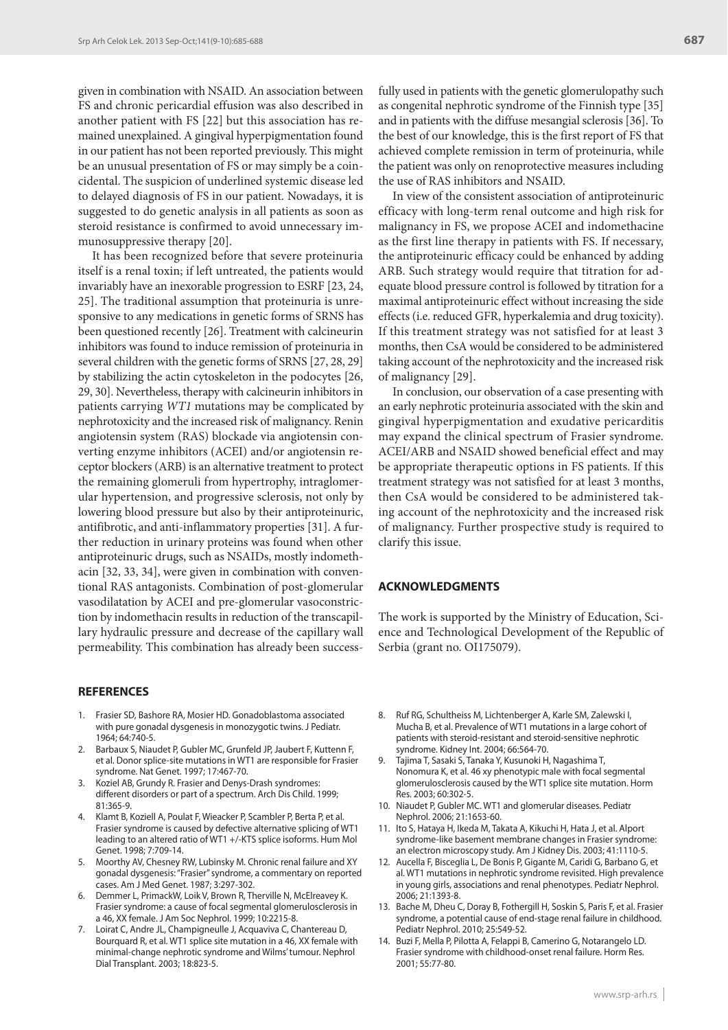given in combination with NSAID. An association between FS and chronic pericardial effusion was also described in another patient with FS [22] but this association has remained unexplained. A gingival hyperpigmentation found in our patient has not been reported previously. This might be an unusual presentation of FS or may simply be a coincidental. The suspicion of underlined systemic disease led to delayed diagnosis of FS in our patient. Nowadays, it is suggested to do genetic analysis in all patients as soon as steroid resistance is confirmed to avoid unnecessary immunosuppressive therapy [20].

It has been recognized before that severe proteinuria itself is a renal toxin; if left untreated, the patients would invariably have an inexorable progression to ESRF [23, 24, 25]. The traditional assumption that proteinuria is unresponsive to any medications in genetic forms of SRNS has been questioned recently [26]. Treatment with calcineurin inhibitors was found to induce remission of proteinuria in several children with the genetic forms of SRNS [27, 28, 29] by stabilizing the actin cytoskeleton in the podocytes [26, 29, 30]. Nevertheless, therapy with calcineurin inhibitors in patients carrying *WT1* mutations may be complicated by nephrotoxicity and the increased risk of malignancy. Renin angiotensin system (RAS) blockade via angiotensin converting enzyme inhibitors (ACEI) and/or angiotensin receptor blockers (ARB) is an alternative treatment to protect the remaining glomeruli from hypertrophy, intraglomerular hypertension, and progressive sclerosis, not only by lowering blood pressure but also by their antiproteinuric, antifibrotic, and anti-inflammatory properties [31]. A further reduction in urinary proteins was found when other antiproteinuric drugs, such as NSAIDs, mostly indomethacin [32, 33, 34], were given in combination with conventional RAS antagonists. Combination of post-glomerular vasodilatation by ACEI and pre-glomerular vasoconstriction by indomethacin results in reduction of the transcapillary hydraulic pressure and decrease of the capillary wall permeability. This combination has already been successfully used in patients with the genetic glomerulopathy such as congenital nephrotic syndrome of the Finnish type [35] and in patients with the diffuse mesangial sclerosis [36]. To the best of our knowledge, this is the first report of FS that achieved complete remission in term of proteinuria, while the patient was only on renoprotective measures including the use of RAS inhibitors and NSAID.

In view of the consistent association of antiproteinuric efficacy with long-term renal outcome and high risk for malignancy in FS, we propose ACEI and indomethacine as the first line therapy in patients with FS. If necessary, the antiproteinuric efficacy could be enhanced by adding ARB. Such strategy would require that titration for adequate blood pressure control is followed by titration for a maximal antiproteinuric effect without increasing the side effects (i.e. reduced GFR, hyperkalemia and drug toxicity). If this treatment strategy was not satisfied for at least 3 months, then CsA would be considered to be administered taking account of the nephrotoxicity and the increased risk of malignancy [29].

In conclusion, our observation of a case presenting with an early nephrotic proteinuria associated with the skin and gingival hyperpigmentation and exudative pericarditis may expand the clinical spectrum of Frasier syndrome. ACEI/ARB and NSAID showed beneficial effect and may be appropriate therapeutic options in FS patients. If this treatment strategy was not satisfied for at least 3 months, then CsA would be considered to be administered taking account of the nephrotoxicity and the increased risk of malignancy. Further prospective study is required to clarify this issue.

## ACKNOWLEDGMENTS

The work is supported by the Ministry of Education, Science and Technological Development of the Republic of Serbia (grant no. OI175079).

## REFERENCES

1. Frasier SD, Bashore RA, Mosier HD. Gonadoblastoma associated with pure gonadal dysgenesis in monozygotic twins. J Pediatr. 1964; 64:740-5.
2. Barbaux S, Niaudet P, Gubler MC, Grunfeld JP, Jaubert F, Kuttenn F, et al. Donor splice-site mutations in WT1 are responsible for Frasier syndrome. Nat Genet. 1997; 17:467-70.
3. Koziel AB, Grundy R. Frasier and Denys-Drash syndromes: different disorders or part of a spectrum. Arch Dis Child. 1999; 81:365-9.
4. Klamt B, Koziell A, Poulat F, Wieacker P, Scambler P, Berta P, et al. Frasier syndrome is caused by defective alternative splicing of WT1 leading to an altered ratio of WT1 +/-KTS splice isoforms. Hum Mol Genet. 1998; 7:709-14.
5. Moorthy AV, Chesney RW, Lubinsky M. Chronic renal failure and XY gonadal dysgenesis: "Frasier" syndrome, a commentary on reported cases. Am J Med Genet. 1987; 3:297-302.
6. Demmer L, PrimackW, Loik V, Brown R, Therville N, McElreavey K. Frasier syndrome: a cause of focal segmental glomerulosclerosis in a 46, XX female. J Am Soc Nephrol. 1999; 10:2215-8.
7. Loirat C, Andre JL, Champigneulle J, Acquaviva C, Chantereau D, Bourquard R, et al. WT1 splice site mutation in a 46, XX female with minimal-change nephrotic syndrome and Wilms' tumour. Nephrol Dial Transplant. 2003; 18:823-5.
8. Ruf RG, Schultheiss M, Lichtenberger A, Karle SM, Zalewski I, Mucha B, et al. Prevalence of WT1 mutations in a large cohort of patients with steroid-resistant and steroid-sensitive nephrotic syndrome. Kidney Int. 2004; 66:564-70.
9. Tajima T, Sasaki S, Tanaka Y, Kusunoki H, Nagashima T, Nonomura K, et al. 46 xy phenotypic male with focal segmental glomerulosclerosis caused by the WT1 splice site mutation. Horm Res. 2003; 60:302-5.
10. Niaudet P, Gubler MC. WT1 and glomerular diseases. Pediatr Nephrol. 2006; 21:1653-60.
11. Ito S, Hataya H, Ikeda M, Takata A, Kikuchi H, Hata J, et al. Alport syndrome-like basement membrane changes in Frasier syndrome: an electron microscopy study. Am J Kidney Dis. 2003; 41:1110-5.
12. Aucella F, Bisceglia L, De Bonis P, Gigante M, Caridi G, Barbano G, et al. WT1 mutations in nephrotic syndrome revisited. High prevalence in young girls, associations and renal phenotypes. Pediatr Nephrol. 2006; 21:1393-8.
13. Bache M, Dheu C, Doray B, Fothergill H, Soskin S, Paris F, et al. Frasier syndrome, a potential cause of end-stage renal failure in childhood. Pediatr Nephrol. 2010; 25:549-52.
14. Buzi F, Mella P, Pilotta A, Felappi B, Camerino G, Notarangelo LD. Frasier syndrome with childhood-onset renal failure. Horm Res. 2001; 55:77-80.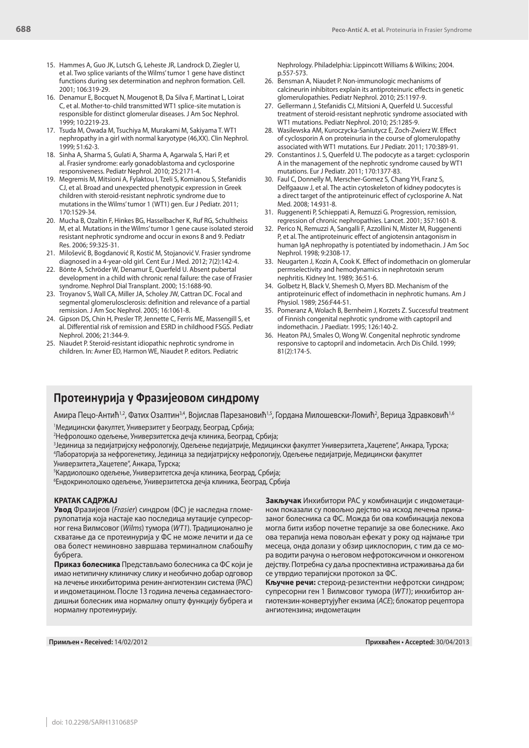15. Hammes A, Guo JK, Lutsch G, Leheste JR, Landrock D, Ziegler U, et al. Two splice variants of the Wilms' tumor 1 gene have distinct functions during sex determination and nephron formation. Cell. 2001; 106:319-29.
16. Denamur E, Bocquet N, Mougenot B, Da Silva F, Martinat L, Loirat C, et al. Mother-to-child transmitted WT1 splice-site mutation is responsible for distinct glomerular diseases. J Am Soc Nephrol. 1999; 10:2219-23.
17. Tsuda M, Owada M, Tsuchiya M, Murakami M, Sakiyama T. WT1 nephropathy in a girl with normal karyotype (46,XX). Clin Nephrol. 1999; 51:62-3.
18. Sinha A, Sharma S, Gulati A, Sharma A, Agarwala S, Hari P, et al. Frasier syndrome: early gonadoblastoma and cyclosporine responsiveness. Pediatr Nephrol. 2010; 25:2171-4.
19. Megremis M, Mitsioni A, Fylaktou I, Tzeli S, Komianou S, Stefanidis CJ, et al. Broad and unexpected phenotypic expression in Greek children with steroid-resistant nephrotic syndrome due to mutations in the Wilms' tumor 1 (WT1) gen. Eur J Pediatr. 2011; 170:1529-34.
20. Mucha B, Ozaltin F, Hinkes BG, Hasselbacher K, Ruf RG, Schultheiss M, et al. Mutations in the Wilms' tumor 1 gene cause isolated steroid resistant nephrotic syndrome and occur in exons 8 and 9. Pediatr Res. 2006; 59:325-31.
21. Milošević B, Bogdanović R, Kostić M, Stojanović V. Frasier syndrome diagnosed in a 4-year-old girl. Cent Eur J Med. 2012; 7(2):142-4.
22. Bönte A, Schröder W, Denamur E, Querfeld U. Absent pubertal development in a child with chronic renal failure: the case of Frasier syndrome. Nephrol Dial Transplant. 2000; 15:1688-90.
23. Troyanov S, Wall CA, Miller JA, Scholey JW, Cattran DC. Focal and segmental glomerulosclerosis: definition and relevance of a partial remission. J Am Soc Nephrol. 2005; 16:1061-8.
24. Gipson DS, Chin H, Presler TP, Jennette C, Ferris ME, Massengill S, et al. Differential risk of remission and ESRD in childhood FSGS. Pediatr Nephrol. 2006; 21:344-9.
25. Niaudet P. Steroid-resistant idiopathic nephrotic syndrome in children. In: Avner ED, Harmon WE, Niaudet P. editors. Pediatric Nephrology. Philadelphia: Lippincott Williams & Wilkins; 2004. p.557-573.
26. Bensman A, Niaudet P. Non-immunologic mechanisms of calcineurin inhibitors explain its antiproteinuric effects in genetic glomerulopathies. Pediatr Nephrol. 2010; 25:1197-9.
27. Gellermann J, Stefanidis CJ, Mitsioni A, Querfeld U. Successful treatment of steroid-resistant nephrotic syndrome associated with WT1 mutations. Pediatr Nephrol. 2010; 25:1285-9.
28. Wasilewska AM, Kuroczycka-Saniutycz E, Zoch-Zwierz W. Effect of cyclosporin A on proteinuria in the course of glomerulopathy associated with WT1 mutations. Eur J Pediatr. 2011; 170:389-91.
29. Constantinos J. S, Querfeld U. The podocyte as a target: cyclosporin A in the management of the nephrotic syndrome caused by WT1 mutations. Eur J Pediatr. 2011; 170:1377-83.
30. Faul C, Donnelly M, Merscher-Gomez S, Chang YH, Franz S, Delfgaauw J, et al. The actin cytoskeleton of kidney podocytes is a direct target of the antiproteinuric effect of cyclosporine A. Nat Med. 2008; 14:931-8.
31. Ruggenenti P, Schieppati A, Remuzzi G. Progression, remission, regression of chronic nephropathies. Lancet. 2001; 357:1601-8.
32. Perico N, Remuzzi A, Sangalli F, Azzollini N, Mister M, Ruggenenti P, et al. The antiproteinuric effect of angiotensin antagonism in human IgA nephropathy is potentiated by indomethacin. J Am Soc Nephrol. 1998; 9:2308-17.
33. Neugarten J, Kozin A, Cook K. Effect of indomethacin on glomerular permselectivity and hemodynamics in nephrotoxin serum nephritis. Kidney Int. 1989; 36:51-6.
34. Golbetz H, Black V, Shemesh O, Myers BD. Mechanism of the antiproteinuric effect of indomethacin in nephrotic humans. Am J Physiol. 1989; 256:F44-51.
35. Pomeranz A, Wolach B, Bernheim J, Korzets Z. Successful treatment of Finnish congenital nephrotic syndrome with captopril and indomethacin. J Paediatr. 1995; 126:140-2.
36. Heaton PAJ, Smales O, Wong W. Congenital nephrotic syndrome responsive to captopril and indometacin. Arch Dis Child. 1999; 81(2):174-5.

## Протеинурија у Фразијеовом синдрому

Амира Пецо-Антић[1,2], Фатих Озалтин[3,4], Војислав Парезановић[1,5], Гордана Милошевски-Ломић[2], Верица Здравковић[1,6]

[1]Медицински факултет, Универзитет у Београду, Београд, Србија;
[2]Нефролошко одељење, Универзитетска дечја клиника, Београд, Србија;
[3]Јединица за педијатријску нефрологију, Одељење педијатрије, Медицински факултет Универзитета „Хацетепе", Анкара, Турска;
[4]Лабораторија за нефрогенетику, Јединица за педијатријску нефрологију, Одељење педијатрије, Медицински факултет Универзитета „Хацетепе", Анкара, Турска;
[5]Кардиолошко одељење, Универзитетска дечја клиника, Београд, Србија;
[6]Ендокринолошко одељење, Универзитетска дечја клиника, Београд, Србија

### КРАТАК САДРЖАЈ

**Увод** Фразијеов (*Frasier*) синдром (ФС) је наследна гломерулопатија која настаје као последица мутације супресорног гена Вилмсовог (*Wilms*) тумора (*WT1*). Традиционално је схватање да се протеинурија у ФС не може лечити и да се ова болест неминовно завршава терминалном слабошћу бубрега.

**Приказ болесника** Представљамо болесника са ФС који је имао нетипичну клиничку слику и необично добар одговор на лечење инхибиторима ренин-ангиотензин система (РАС) и индометацином. После 13 година лечења седамнаестогодишњи болесник има нормалну општу функцију бубрега и нормалну протеинурију.

**Закључак** Инхибитори РАС у комбинацији с индометацином показали су повољно дејство на исход лечења приказаног болесника са ФС. Можда би ова комбинација лекова могла бити избор почетне терапије за ове болеснике. Ако ова терапија нема повољан ефекат у року од најмање три месеца, онда долази у обзир циклоспорин, с тим да се мора водити рачуна о његовом нефротоксичном и онкогеном дејству. Потребна су даља проспективна истраживања да би се утврдио терапијски протокол за ФС.

**Кључне речи:** стероид-резистентни нефротски синдром; супресорни ген 1 Вилмсовог тумора (*WT1*); инхибитор ангиотензин-конвертујућег ензима (*ACE*); блокатор рецептора ангиотензина; индометацин

**Примљен • Received:** 14/02/2012 **Прихваћен • Accepted:** 30/04/2013

doi: 10.2298/SARH1310685P